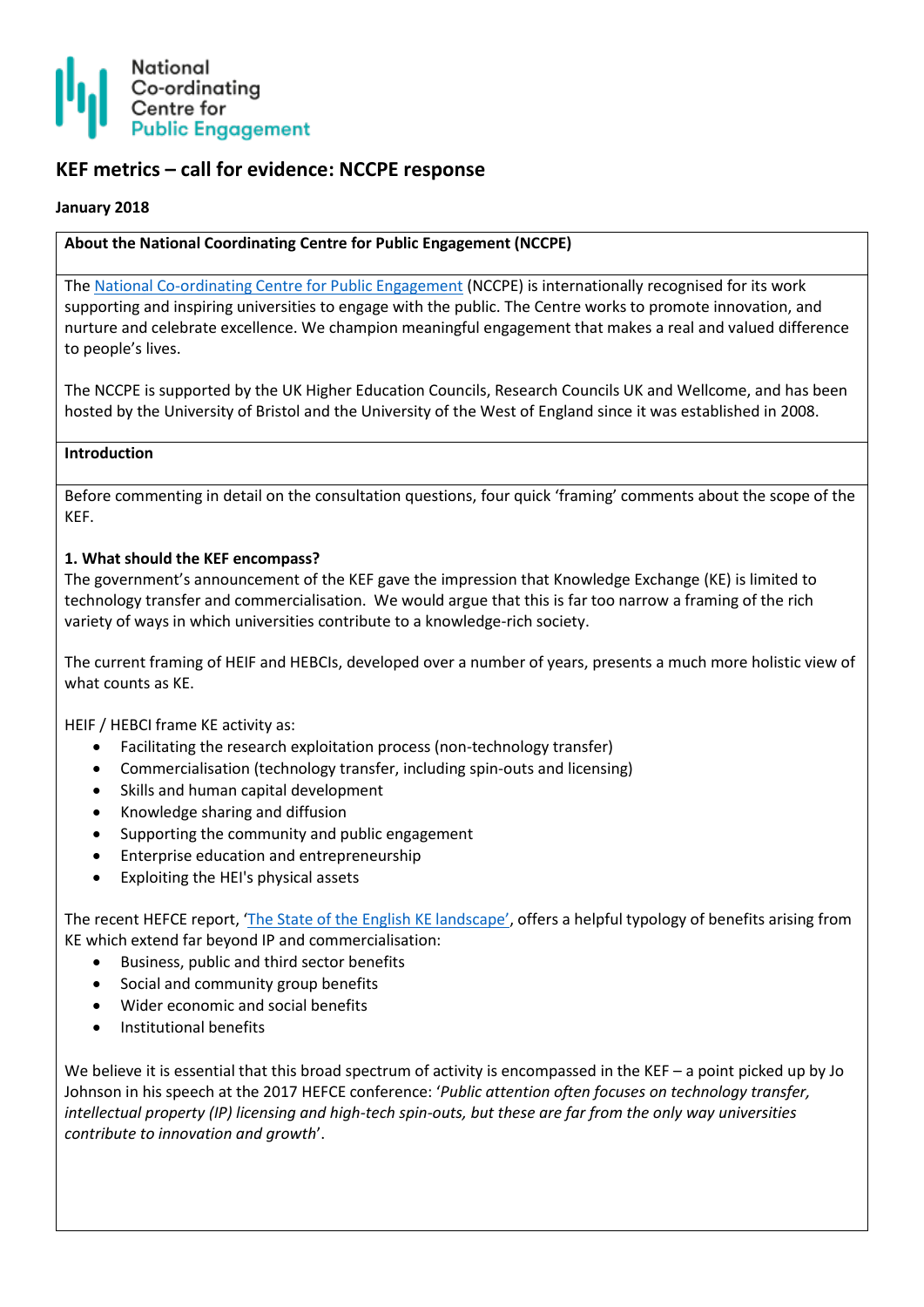National Co-ordinating Centre for Public Engagement

# KEF metrics – call for evidence: NCCPE response

**January 2018**

**About the National Coordinating Centre for Public Engagement (NCCPE)**

The National Co-ordinating Centre for Public Engagement (NCCPE) is internationally recognised for its work supporting and inspiring universities to engage with the public. The Centre works to promote innovation, and nurture and celebrate excellence. We champion meaningful engagement that makes a real and valued difference to people's lives.

The NCCPE is supported by the UK Higher Education Councils, Research Councils UK and Wellcome, and has been hosted by the University of Bristol and the University of the West of England since it was established in 2008.

**Introduction**

Before commenting in detail on the consultation questions, four quick 'framing' comments about the scope of the KEF.

**1. What should the KEF encompass?**

The government's announcement of the KEF gave the impression that Knowledge Exchange (KE) is limited to technology transfer and commercialisation. We would argue that this is far too narrow a framing of the rich variety of ways in which universities contribute to a knowledge-rich society.

The current framing of HEIF and HEBCIs, developed over a number of years, presents a much more holistic view of what counts as KE.

HEIF / HEBCI frame KE activity as:

- Facilitating the research exploitation process (non-technology transfer)
- Commercialisation (technology transfer, including spin-outs and licensing)
- Skills and human capital development
- Knowledge sharing and diffusion
- Supporting the community and public engagement
- Enterprise education and entrepreneurship
- Exploiting the HEI's physical assets

The recent HEFCE report, 'The State of the English KE landscape', offers a helpful typology of benefits arising from KE which extend far beyond IP and commercialisation:

- Business, public and third sector benefits
- Social and community group benefits
- Wider economic and social benefits
- Institutional benefits

We believe it is essential that this broad spectrum of activity is encompassed in the KEF – a point picked up by Jo Johnson in his speech at the 2017 HEFCE conference: '*Public attention often focuses on technology transfer, intellectual property (IP) licensing and high-tech spin-outs, but these are far from the only way universities contribute to innovation and growth*'.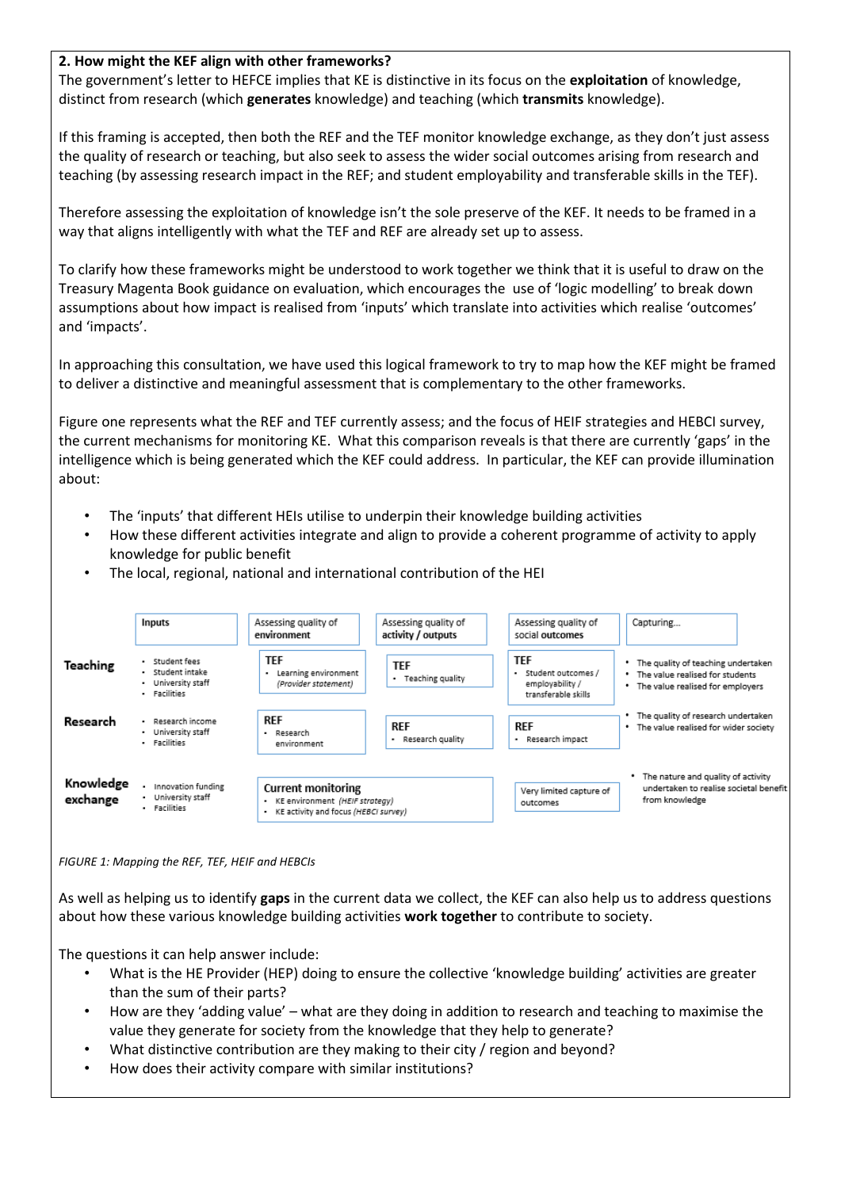**2. How might the KEF align with other frameworks?**
The government's letter to HEFCE implies that KE is distinctive in its focus on the **exploitation** of knowledge, distinct from research (which **generates** knowledge) and teaching (which **transmits** knowledge).

If this framing is accepted, then both the REF and the TEF monitor knowledge exchange, as they don't just assess the quality of research or teaching, but also seek to assess the wider social outcomes arising from research and teaching (by assessing research impact in the REF; and student employability and transferable skills in the TEF).

Therefore assessing the exploitation of knowledge isn't the sole preserve of the KEF. It needs to be framed in a way that aligns intelligently with what the TEF and REF are already set up to assess.

To clarify how these frameworks might be understood to work together we think that it is useful to draw on the Treasury Magenta Book guidance on evaluation, which encourages the use of 'logic modelling' to break down assumptions about how impact is realised from 'inputs' which translate into activities which realise 'outcomes' and 'impacts'.

In approaching this consultation, we have used this logical framework to try to map how the KEF might be framed to deliver a distinctive and meaningful assessment that is complementary to the other frameworks.

Figure one represents what the REF and TEF currently assess; and the focus of HEIF strategies and HEBCI survey, the current mechanisms for monitoring KE. What this comparison reveals is that there are currently 'gaps' in the intelligence which is being generated which the KEF could address. In particular, the KEF can provide illumination about:

- The 'inputs' that different HEIs utilise to underpin their knowledge building activities
- How these different activities integrate and align to provide a coherent programme of activity to apply knowledge for public benefit
- The local, regional, national and international contribution of the HEI

| | Inputs | Assessing quality of environment | Assessing quality of activity / outputs | Assessing quality of social outcomes | Capturing… |
|---|---|---|---|---|---|
| **Teaching** | • Student fees<br>• Student intake<br>• University staff<br>• Facilities | **TEF**<br>• Learning environment *(Provider statement)* | **TEF**<br>• Teaching quality | **TEF**<br>• Student outcomes / employability / transferable skills | • The quality of teaching undertaken<br>• The value realised for students<br>• The value realised for employers |
| **Research** | • Research income<br>• University staff<br>• Facilities | **REF**<br>• Research environment | **REF**<br>• Research quality | **REF**<br>• Research impact | • The quality of research undertaken<br>• The value realised for wider society |
| **Knowledge exchange** | • Innovation funding<br>• University staff<br>• Facilities | **Current monitoring**<br>• KE environment *(HEIF strategy)*<br>• KE activity and focus *(HEBCI survey)* | | Very limited capture of outcomes | • The nature and quality of activity undertaken to realise societal benefit from knowledge |

*FIGURE 1: Mapping the REF, TEF, HEIF and HEBCIs*

As well as helping us to identify **gaps** in the current data we collect, the KEF can also help us to address questions about how these various knowledge building activities **work together** to contribute to society.

The questions it can help answer include:

- What is the HE Provider (HEP) doing to ensure the collective 'knowledge building' activities are greater than the sum of their parts?
- How are they 'adding value' – what are they doing in addition to research and teaching to maximise the value they generate for society from the knowledge that they help to generate?
- What distinctive contribution are they making to their city / region and beyond?
- How does their activity compare with similar institutions?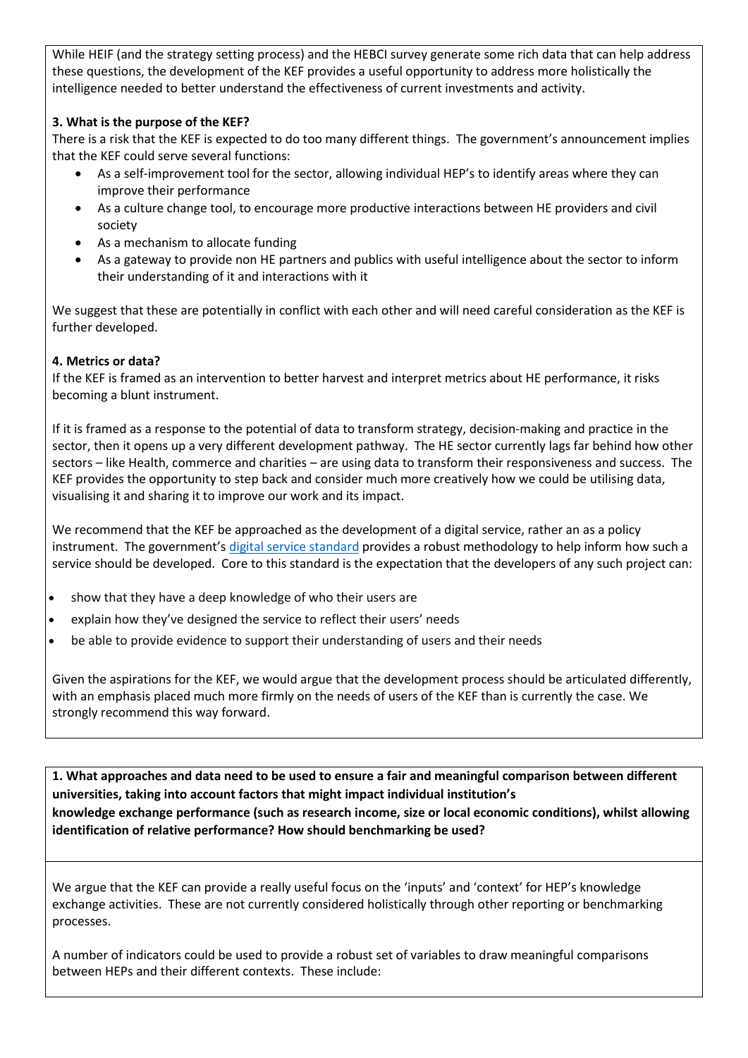While HEIF (and the strategy setting process) and the HEBCI survey generate some rich data that can help address these questions, the development of the KEF provides a useful opportunity to address more holistically the intelligence needed to better understand the effectiveness of current investments and activity.

**3. What is the purpose of the KEF?**

There is a risk that the KEF is expected to do too many different things. The government's announcement implies that the KEF could serve several functions:

- As a self-improvement tool for the sector, allowing individual HEP's to identify areas where they can improve their performance
- As a culture change tool, to encourage more productive interactions between HE providers and civil society
- As a mechanism to allocate funding
- As a gateway to provide non HE partners and publics with useful intelligence about the sector to inform their understanding of it and interactions with it

We suggest that these are potentially in conflict with each other and will need careful consideration as the KEF is further developed.

**4. Metrics or data?**

If the KEF is framed as an intervention to better harvest and interpret metrics about HE performance, it risks becoming a blunt instrument.

If it is framed as a response to the potential of data to transform strategy, decision-making and practice in the sector, then it opens up a very different development pathway. The HE sector currently lags far behind how other sectors – like Health, commerce and charities – are using data to transform their responsiveness and success. The KEF provides the opportunity to step back and consider much more creatively how we could be utilising data, visualising it and sharing it to improve our work and its impact.

We recommend that the KEF be approached as the development of a digital service, rather an as a policy instrument. The government's digital service standard provides a robust methodology to help inform how such a service should be developed. Core to this standard is the expectation that the developers of any such project can:

- show that they have a deep knowledge of who their users are
- explain how they've designed the service to reflect their users' needs
- be able to provide evidence to support their understanding of users and their needs

Given the aspirations for the KEF, we would argue that the development process should be articulated differently, with an emphasis placed much more firmly on the needs of users of the KEF than is currently the case. We strongly recommend this way forward.

**1. What approaches and data need to be used to ensure a fair and meaningful comparison between different universities, taking into account factors that might impact individual institution's knowledge exchange performance (such as research income, size or local economic conditions), whilst allowing identification of relative performance? How should benchmarking be used?**

We argue that the KEF can provide a really useful focus on the 'inputs' and 'context' for HEP's knowledge exchange activities. These are not currently considered holistically through other reporting or benchmarking processes.

A number of indicators could be used to provide a robust set of variables to draw meaningful comparisons between HEPs and their different contexts. These include: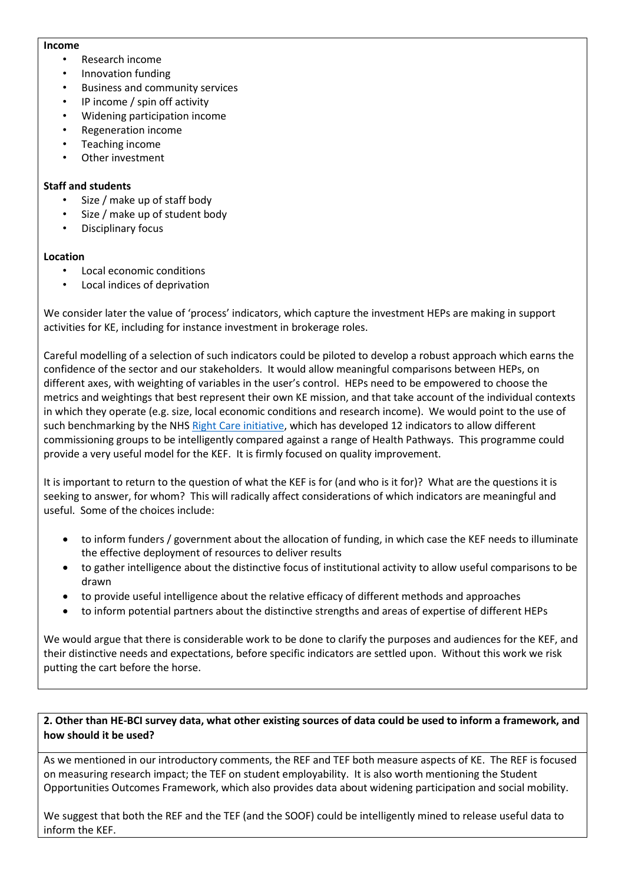**Income**

- Research income
- Innovation funding
- Business and community services
- IP income / spin off activity
- Widening participation income
- Regeneration income
- Teaching income
- Other investment

**Staff and students**

- Size / make up of staff body
- Size / make up of student body
- Disciplinary focus

**Location**

- Local economic conditions
- Local indices of deprivation

We consider later the value of 'process' indicators, which capture the investment HEPs are making in support activities for KE, including for instance investment in brokerage roles.

Careful modelling of a selection of such indicators could be piloted to develop a robust approach which earns the confidence of the sector and our stakeholders. It would allow meaningful comparisons between HEPs, on different axes, with weighting of variables in the user's control. HEPs need to be empowered to choose the metrics and weightings that best represent their own KE mission, and that take account of the individual contexts in which they operate (e.g. size, local economic conditions and research income). We would point to the use of such benchmarking by the NHS Right Care initiative, which has developed 12 indicators to allow different commissioning groups to be intelligently compared against a range of Health Pathways. This programme could provide a very useful model for the KEF. It is firmly focused on quality improvement.

It is important to return to the question of what the KEF is for (and who is it for)? What are the questions it is seeking to answer, for whom? This will radically affect considerations of which indicators are meaningful and useful. Some of the choices include:

- to inform funders / government about the allocation of funding, in which case the KEF needs to illuminate the effective deployment of resources to deliver results
- to gather intelligence about the distinctive focus of institutional activity to allow useful comparisons to be drawn
- to provide useful intelligence about the relative efficacy of different methods and approaches
- to inform potential partners about the distinctive strengths and areas of expertise of different HEPs

We would argue that there is considerable work to be done to clarify the purposes and audiences for the KEF, and their distinctive needs and expectations, before specific indicators are settled upon. Without this work we risk putting the cart before the horse.

**2. Other than HE-BCI survey data, what other existing sources of data could be used to inform a framework, and how should it be used?**

As we mentioned in our introductory comments, the REF and TEF both measure aspects of KE. The REF is focused on measuring research impact; the TEF on student employability. It is also worth mentioning the Student Opportunities Outcomes Framework, which also provides data about widening participation and social mobility.

We suggest that both the REF and the TEF (and the SOOF) could be intelligently mined to release useful data to inform the KEF.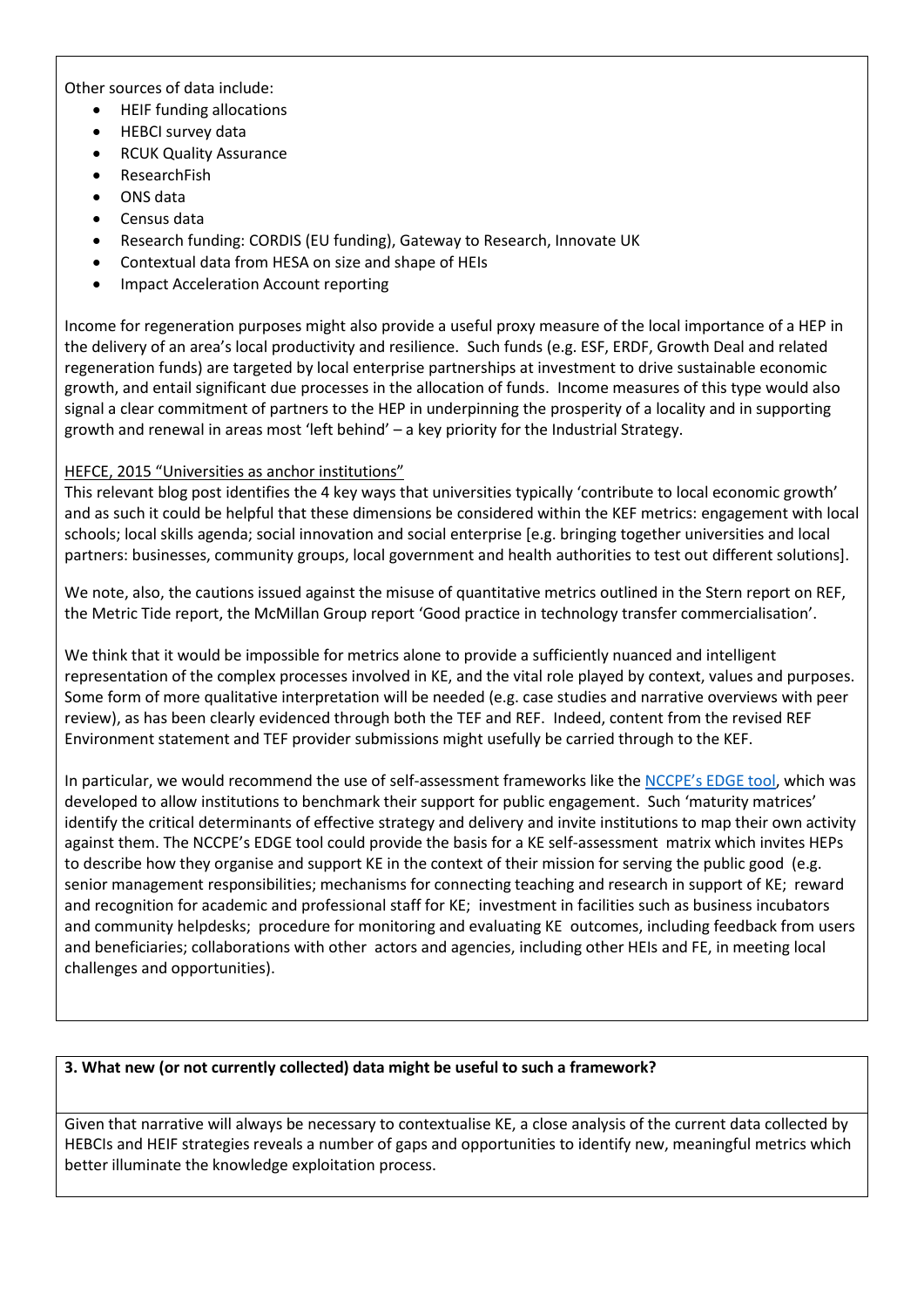Other sources of data include:

- HEIF funding allocations
- HEBCI survey data
- RCUK Quality Assurance
- ResearchFish
- ONS data
- Census data
- Research funding: CORDIS (EU funding), Gateway to Research, Innovate UK
- Contextual data from HESA on size and shape of HEIs
- Impact Acceleration Account reporting

Income for regeneration purposes might also provide a useful proxy measure of the local importance of a HEP in the delivery of an area's local productivity and resilience. Such funds (e.g. ESF, ERDF, Growth Deal and related regeneration funds) are targeted by local enterprise partnerships at investment to drive sustainable economic growth, and entail significant due processes in the allocation of funds. Income measures of this type would also signal a clear commitment of partners to the HEP in underpinning the prosperity of a locality and in supporting growth and renewal in areas most 'left behind' – a key priority for the Industrial Strategy.

HEFCE, 2015 "Universities as anchor institutions"

This relevant blog post identifies the 4 key ways that universities typically 'contribute to local economic growth' and as such it could be helpful that these dimensions be considered within the KEF metrics: engagement with local schools; local skills agenda; social innovation and social enterprise [e.g. bringing together universities and local partners: businesses, community groups, local government and health authorities to test out different solutions].

We note, also, the cautions issued against the misuse of quantitative metrics outlined in the Stern report on REF, the Metric Tide report, the McMillan Group report 'Good practice in technology transfer commercialisation'.

We think that it would be impossible for metrics alone to provide a sufficiently nuanced and intelligent representation of the complex processes involved in KE, and the vital role played by context, values and purposes. Some form of more qualitative interpretation will be needed (e.g. case studies and narrative overviews with peer review), as has been clearly evidenced through both the TEF and REF. Indeed, content from the revised REF Environment statement and TEF provider submissions might usefully be carried through to the KEF.

In particular, we would recommend the use of self-assessment frameworks like the NCCPE's EDGE tool, which was developed to allow institutions to benchmark their support for public engagement. Such 'maturity matrices' identify the critical determinants of effective strategy and delivery and invite institutions to map their own activity against them. The NCCPE's EDGE tool could provide the basis for a KE self-assessment matrix which invites HEPs to describe how they organise and support KE in the context of their mission for serving the public good (e.g. senior management responsibilities; mechanisms for connecting teaching and research in support of KE; reward and recognition for academic and professional staff for KE; investment in facilities such as business incubators and community helpdesks; procedure for monitoring and evaluating KE outcomes, including feedback from users and beneficiaries; collaborations with other actors and agencies, including other HEIs and FE, in meeting local challenges and opportunities).

**3. What new (or not currently collected) data might be useful to such a framework?**

Given that narrative will always be necessary to contextualise KE, a close analysis of the current data collected by HEBCIs and HEIF strategies reveals a number of gaps and opportunities to identify new, meaningful metrics which better illuminate the knowledge exploitation process.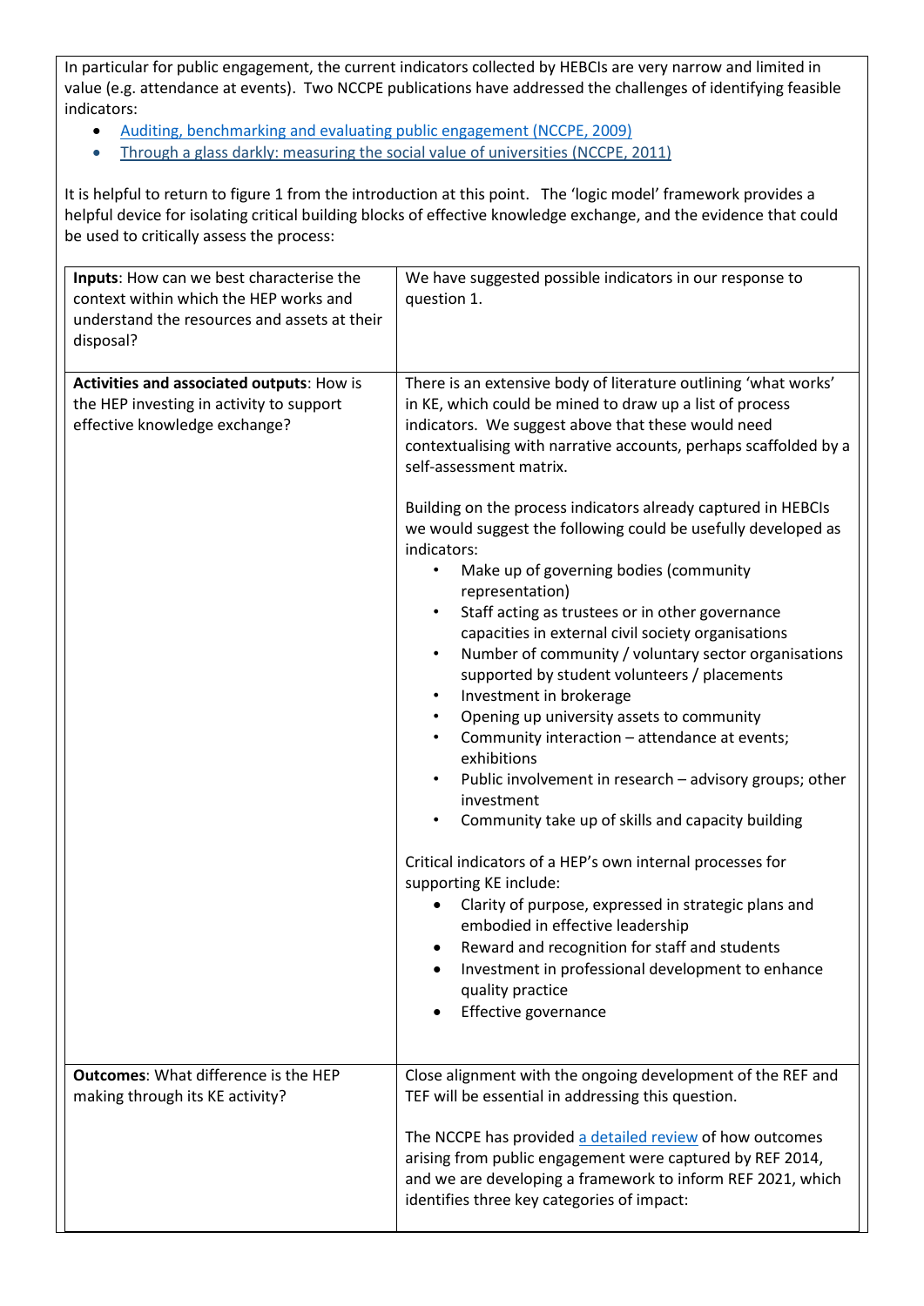In particular for public engagement, the current indicators collected by HEBCIs are very narrow and limited in value (e.g. attendance at events). Two NCCPE publications have addressed the challenges of identifying feasible indicators:

- Auditing, benchmarking and evaluating public engagement (NCCPE, 2009)
- Through a glass darkly: measuring the social value of universities (NCCPE, 2011)

It is helpful to return to figure 1 from the introduction at this point. The 'logic model' framework provides a helpful device for isolating critical building blocks of effective knowledge exchange, and the evidence that could be used to critically assess the process:

| | |
|---|---|
| **Inputs**: How can we best characterise the context within which the HEP works and understand the resources and assets at their disposal? | We have suggested possible indicators in our response to question 1. |
| **Activities and associated outputs**: How is the HEP investing in activity to support effective knowledge exchange? | There is an extensive body of literature outlining 'what works' in KE, which could be mined to draw up a list of process indicators. We suggest above that these would need contextualising with narrative accounts, perhaps scaffolded by a self-assessment matrix.<br><br>Building on the process indicators already captured in HEBCIs we would suggest the following could be usefully developed as indicators:<br>• Make up of governing bodies (community representation)<br>• Staff acting as trustees or in other governance capacities in external civil society organisations<br>• Number of community / voluntary sector organisations supported by student volunteers / placements<br>• Investment in brokerage<br>• Opening up university assets to community<br>• Community interaction – attendance at events; exhibitions<br>• Public involvement in research – advisory groups; other investment<br>• Community take up of skills and capacity building<br><br>Critical indicators of a HEP's own internal processes for supporting KE include:<br>• Clarity of purpose, expressed in strategic plans and embodied in effective leadership<br>• Reward and recognition for staff and students<br>• Investment in professional development to enhance quality practice<br>• Effective governance |
| **Outcomes**: What difference is the HEP making through its KE activity? | Close alignment with the ongoing development of the REF and TEF will be essential in addressing this question.<br><br>The NCCPE has provided a detailed review of how outcomes arising from public engagement were captured by REF 2014, and we are developing a framework to inform REF 2021, which identifies three key categories of impact: |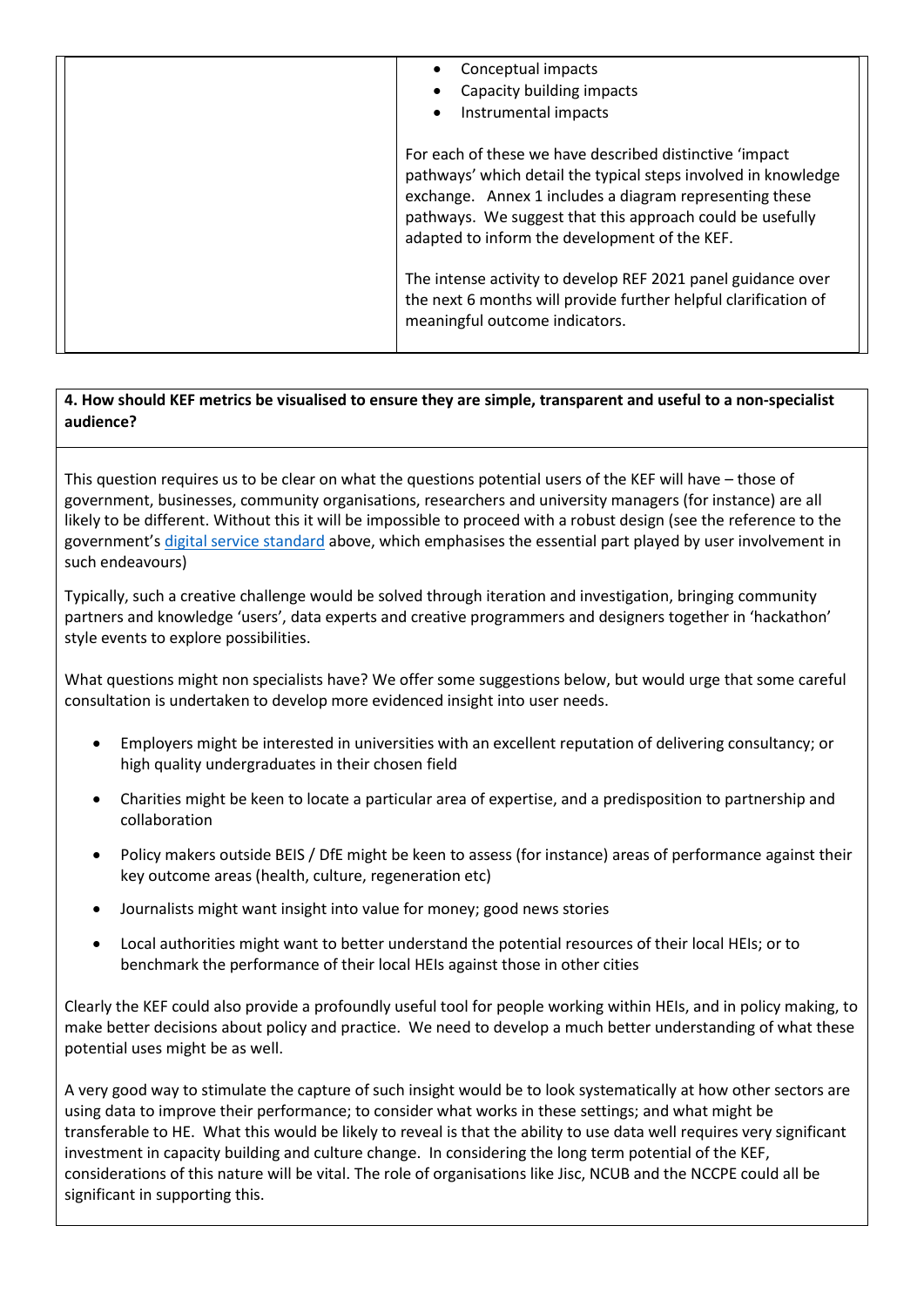| | • Conceptual impacts<br>• Capacity building impacts<br>• Instrumental impacts<br><br>For each of these we have described distinctive 'impact pathways' which detail the typical steps involved in knowledge exchange. Annex 1 includes a diagram representing these pathways. We suggest that this approach could be usefully adapted to inform the development of the KEF.<br><br>The intense activity to develop REF 2021 panel guidance over the next 6 months will provide further helpful clarification of meaningful outcome indicators. |
|---|---|

**4. How should KEF metrics be visualised to ensure they are simple, transparent and useful to a non-specialist audience?**

This question requires us to be clear on what the questions potential users of the KEF will have – those of government, businesses, community organisations, researchers and university managers (for instance) are all likely to be different. Without this it will be impossible to proceed with a robust design (see the reference to the government's digital service standard above, which emphasises the essential part played by user involvement in such endeavours)

Typically, such a creative challenge would be solved through iteration and investigation, bringing community partners and knowledge 'users', data experts and creative programmers and designers together in 'hackathon' style events to explore possibilities.

What questions might non specialists have? We offer some suggestions below, but would urge that some careful consultation is undertaken to develop more evidenced insight into user needs.

- Employers might be interested in universities with an excellent reputation of delivering consultancy; or high quality undergraduates in their chosen field
- Charities might be keen to locate a particular area of expertise, and a predisposition to partnership and collaboration
- Policy makers outside BEIS / DfE might be keen to assess (for instance) areas of performance against their key outcome areas (health, culture, regeneration etc)
- Journalists might want insight into value for money; good news stories
- Local authorities might want to better understand the potential resources of their local HEIs; or to benchmark the performance of their local HEIs against those in other cities

Clearly the KEF could also provide a profoundly useful tool for people working within HEIs, and in policy making, to make better decisions about policy and practice. We need to develop a much better understanding of what these potential uses might be as well.

A very good way to stimulate the capture of such insight would be to look systematically at how other sectors are using data to improve their performance; to consider what works in these settings; and what might be transferable to HE. What this would be likely to reveal is that the ability to use data well requires very significant investment in capacity building and culture change. In considering the long term potential of the KEF, considerations of this nature will be vital. The role of organisations like Jisc, NCUB and the NCCPE could all be significant in supporting this.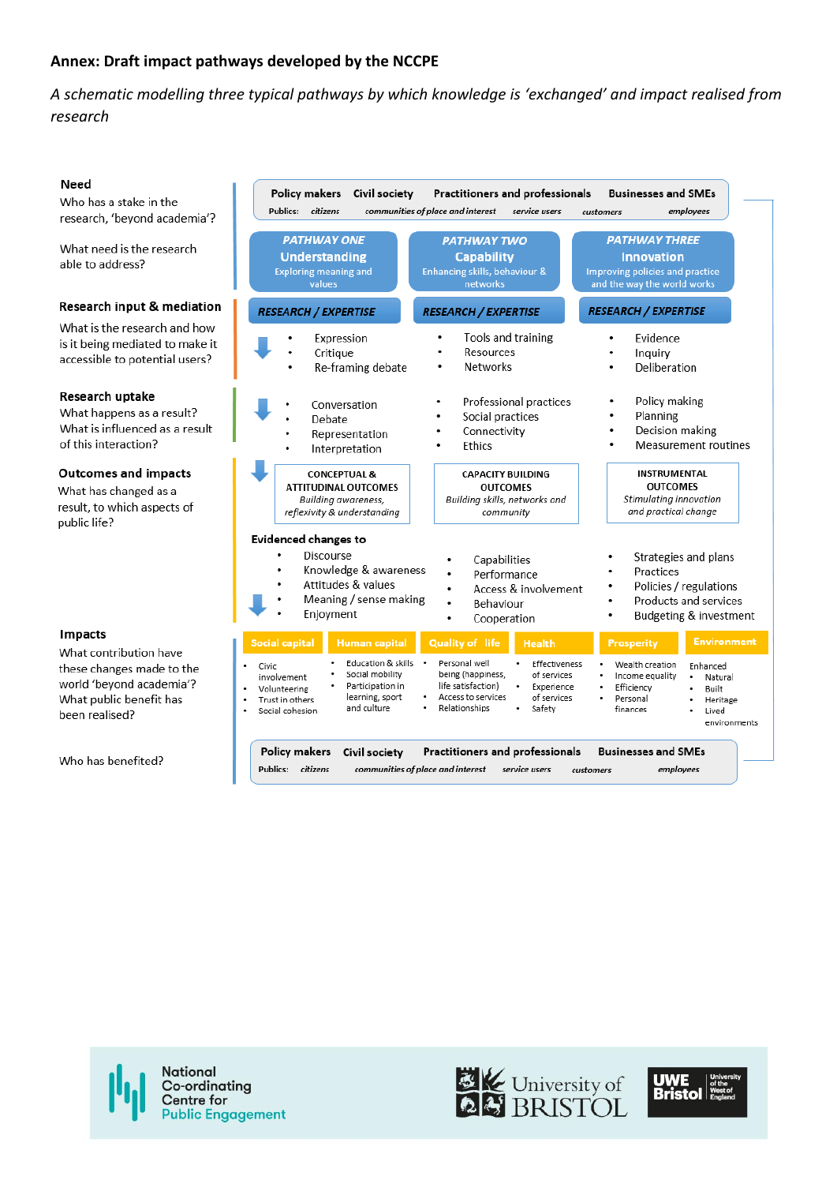## Annex: Draft impact pathways developed by the NCCPE

*A schematic modelling three typical pathways by which knowledge is 'exchanged' and impact realised from research*

**Need**
Who has a stake in the research, 'beyond academia'?

What need is the research able to address?

**Policy makers** | **Civil society** | **Practitioners and professionals** | **Businesses and SMEs**

Publics: *citizens* | *communities of place and interest* | *service users* | *customers* | *employees*

| PATHWAY ONE | PATHWAY TWO | PATHWAY THREE |
|---|---|---|
| **Understanding** | **Capability** | **Innovation** |
| Exploring meaning and values | Enhancing skills, behaviour & networks | Improving policies and practice and the way the world works |

**Research input & mediation**
What is the research and how is it being mediated to make it accessible to potential users?

| RESEARCH / EXPERTISE | RESEARCH / EXPERTISE | RESEARCH / EXPERTISE |
|---|---|---|
| • Expression<br>• Critique<br>• Re-framing debate | • Tools and training<br>• Resources<br>• Networks | • Evidence<br>• Inquiry<br>• Deliberation |

**Research uptake**
What happens as a result? What is influenced as a result of this interaction?

| | | |
|---|---|---|
| • Conversation<br>• Debate<br>• Representation<br>• Interpretation | • Professional practices<br>• Social practices<br>• Connectivity<br>• Ethics | • Policy making<br>• Planning<br>• Decision making<br>• Measurement routines |

**Outcomes and impacts**
What has changed as a result, to which aspects of public life?

| CONCEPTUAL & ATTITUDINAL OUTCOMES | CAPACITY BUILDING OUTCOMES | INSTRUMENTAL OUTCOMES |
|---|---|---|
| *Building awareness, reflexivity & understanding* | *Building skills, networks and community* | *Stimulating innovation and practical change* |

**Evidenced changes to**

| | | |
|---|---|---|
| • Discourse<br>• Knowledge & awareness<br>• Attitudes & values<br>• Meaning / sense making<br>• Enjoyment | • Capabilities<br>• Performance<br>• Access & involvement<br>• Behaviour<br>• Cooperation | • Strategies and plans<br>• Practices<br>• Policies / regulations<br>• Products and services<br>• Budgeting & investment |

**Impacts**
What contribution have these changes made to the world 'beyond academia'? What public benefit has been realised?

| Social capital | Human capital | Quality of life | Health | Prosperity | Environment |
|---|---|---|---|---|---|
| • Civic involvement<br>• Volunteering<br>• Trust in others<br>• Social cohesion | • Education & skills<br>• Social mobility<br>• Participation in learning, sport and culture | • Personal well being (happiness, life satisfaction)<br>• Access to services<br>• Relationships | • Effectiveness of services<br>• Experience of services<br>• Safety | • Wealth creation<br>• Income equality<br>• Efficiency<br>• Personal finances | Enhanced<br>• Natural<br>• Built<br>• Heritage<br>• Lived environments |

Who has benefited?

**Policy makers** | **Civil society** | **Practitioners and professionals** | **Businesses and SMEs**

Publics: *citizens* | *communities of place and interest* | *service users* | *customers* | *employees*

National Co-ordinating Centre for Public Engagement

University of BRISTOL

UWE Bristol University of the West of England